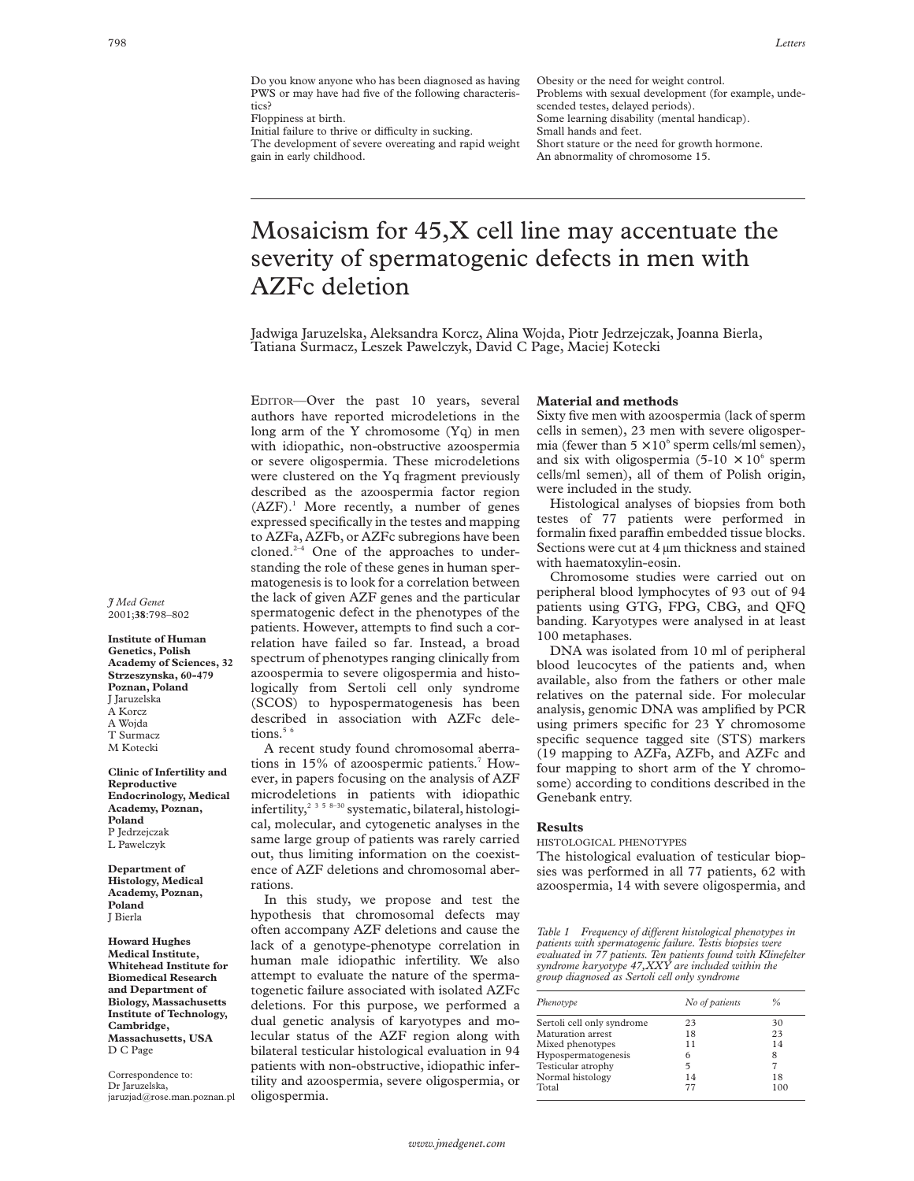Do you know anyone who has been diagnosed as having PWS or may have had five of the following characteristics?

Floppiness at birth.
Initial failure to thrive or difficulty in sucking.
The development of severe overeating and rapid weight gain in early childhood.
Obesity or the need for weight control.
Problems with sexual development (for example, undescended testes, delayed periods).
Some learning disability (mental handicap).
Small hands and feet.
Short stature or the need for growth hormone.
An abnormality of chromosome 15.

# Mosaicism for 45,X cell line may accentuate the severity of spermatogenic defects in men with AZFc deletion

Jadwiga Jaruzelska, Aleksandra Korcz, Alina Wojda, Piotr Jedrzejczak, Joanna Bierla, Tatiana Surmacz, Leszek Pawelczyk, David C Page, Maciej Kotecki

*J Med Genet* 2001;**38**:798–802

**Institute of Human Genetics, Polish Academy of Sciences, 32 Strzeszynska, 60-479 Poznan, Poland**
J Jaruzelska
A Korcz
A Wojda
T Surmacz
M Kotecki

**Clinic of Infertility and Reproductive Endocrinology, Medical Academy, Poznan, Poland**
P Jedrzejczak
L Pawelczyk

**Department of Histology, Medical Academy, Poznan, Poland**
J Bierla

**Howard Hughes Medical Institute, Whitehead Institute for Biomedical Research and Department of Biology, Massachusetts Institute of Technology, Cambridge, Massachusetts, USA**
D C Page

Correspondence to: Dr Jaruzelska, jaruzjad@rose.man.poznan.pl

EDITOR—Over the past 10 years, several authors have reported microdeletions in the long arm of the Y chromosome (Yq) in men with idiopathic, non-obstructive azoospermia or severe oligospermia. These microdeletions were clustered on the Yq fragment previously described as the azoospermia factor region (AZF).[1] More recently, a number of genes expressed specifically in the testes and mapping to AZFa, AZFb, or AZFc subregions have been cloned.[2–4] One of the approaches to understanding the role of these genes in human spermatogenesis is to look for a correlation between the lack of given AZF genes and the particular spermatogenic defect in the phenotypes of the patients. However, attempts to find such a correlation have failed so far. Instead, a broad spectrum of phenotypes ranging clinically from azoospermia to severe oligospermia and histologically from Sertoli cell only syndrome (SCOS) to hypospermatogenesis has been described in association with AZFc deletions.[5 6]

A recent study found chromosomal aberrations in 15% of azoospermic patients.[7] However, in papers focusing on the analysis of AZF microdeletions in patients with idiopathic infertility,[2 3 5 8–30] systematic, bilateral, histological, molecular, and cytogenetic analyses in the same large group of patients was rarely carried out, thus limiting information on the coexistence of AZF deletions and chromosomal aberrations.

In this study, we propose and test the hypothesis that chromosomal defects may often accompany AZF deletions and cause the lack of a genotype-phenotype correlation in human male idiopathic infertility. We also attempt to evaluate the nature of the spermatogenetic failure associated with isolated AZFc deletions. For this purpose, we performed a dual genetic analysis of karyotypes and molecular status of the AZF region along with bilateral testicular histological evaluation in 94 patients with non-obstructive, idiopathic infertility and azoospermia, severe oligospermia, or oligospermia.

## Material and methods

Sixty five men with azoospermia (lack of sperm cells in semen), 23 men with severe oligospermia (fewer than $5 \times 10^6$ sperm cells/ml semen), and six with oligospermia ($5\text{-}10 \times 10^6$ sperm cells/ml semen), all of them of Polish origin, were included in the study.

Histological analyses of biopsies from both testes of 77 patients were performed in formalin fixed paraffin embedded tissue blocks. Sections were cut at 4 µm thickness and stained with haematoxylin-eosin.

Chromosome studies were carried out on peripheral blood lymphocytes of 93 out of 94 patients using GTG, FPG, CBG, and QFQ banding. Karyotypes were analysed in at least 100 metaphases.

DNA was isolated from 10 ml of peripheral blood leucocytes of the patients and, when available, also from the fathers or other male relatives on the paternal side. For molecular analysis, genomic DNA was amplified by PCR using primers specific for 23 Y chromosome specific sequence tagged site (STS) markers (19 mapping to AZFa, AZFb, and AZFc and four mapping to short arm of the Y chromosome) according to conditions described in the Genebank entry.

## Results

### HISTOLOGICAL PHENOTYPES

The histological evaluation of testicular biopsies was performed in all 77 patients, 62 with azoospermia, 14 with severe oligospermia, and

*Table 1 Frequency of different histological phenotypes in patients with spermatogenic failure. Testis biopsies were evaluated in 77 patients. Ten patients found with Klinefelter syndrome karyotype 47,XXY are included within the group diagnosed as Sertoli cell only syndrome*

| *Phenotype* | *No of patients* | *%* |
|---|---|---|
| Sertoli cell only syndrome | 23 | 30 |
| Maturation arrest | 18 | 23 |
| Mixed phenotypes | 11 | 14 |
| Hypospermatogenesis | 6 | 8 |
| Testicular atrophy | 5 | 7 |
| Normal histology | 14 | 18 |
| Total | 77 | 100 |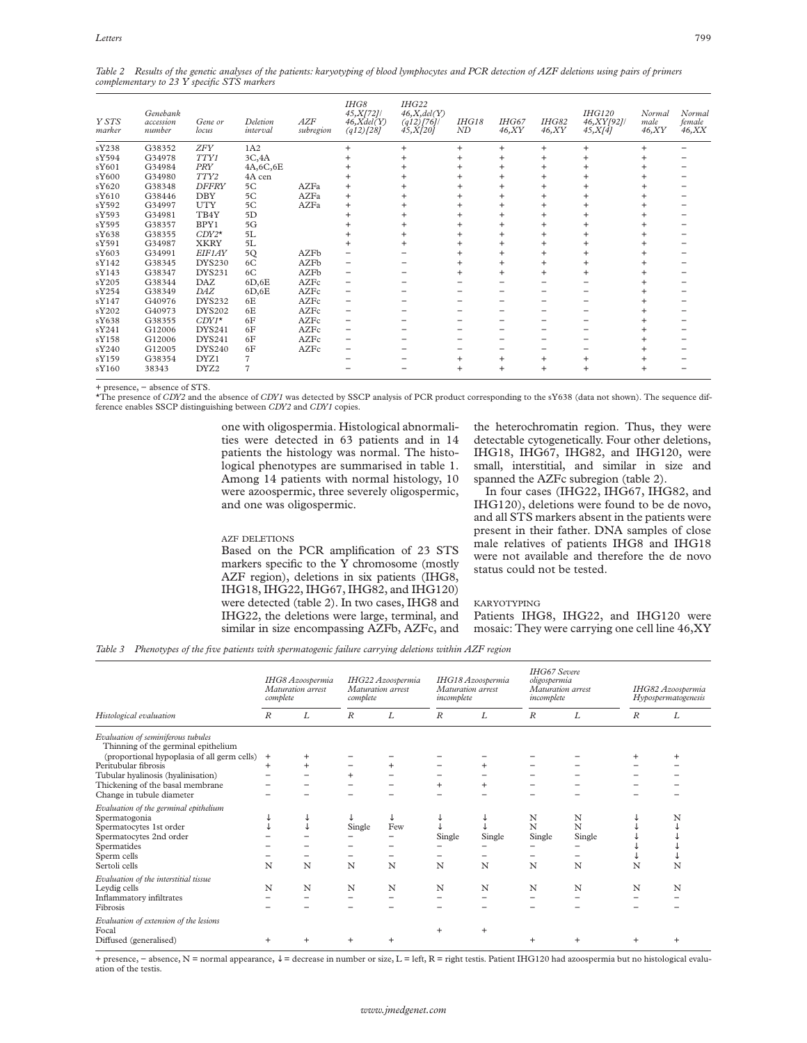*Table 2 Results of the genetic analyses of the patients: karyotyping of blood lymphocytes and PCR detection of AZF deletions using pairs of primers complementary to 23 Y specific STS markers*

| Y STS marker | Genebank accession number | Gene or locus | Deletion interval | AZF subregion | IHG8 45,X[72]/ 46,Xdel(Y) (q12)[28] | IHG22 46,X,del(Y) (q12)[76]/ 45,X[20] | IHG18 ND | IHG67 46,XY | IHG82 46,XY | IHG120 46,XY[92]/ 45,X[4] | Normal male 46,XY | Normal female 46,XX |
|---|---|---|---|---|---|---|---|---|---|---|---|---|
| sY238 | G38352 | *ZFY* | 1A2 | | + | + | + | + | + | + | + | − |
| sY594 | G34978 | *TTY1* | 3C,4A | | + | + | + | + | + | + | + | − |
| sY601 | G34984 | *PRY* | 4A,6C,6E | | + | + | + | + | + | + | + | − |
| sY600 | G34980 | *TTY2* | 4A cen | | + | + | + | + | + | + | + | − |
| sY620 | G38348 | *DFFRY* | 5C | AZFa | + | + | + | + | + | + | + | − |
| sY610 | G38446 | DBY | 5C | AZFa | + | + | + | + | + | + | + | − |
| sY592 | G34997 | UTY | 5C | AZFa | + | + | + | + | + | + | + | − |
| sY593 | G34981 | TB4Y | 5D | | + | + | + | + | + | + | + | − |
| sY595 | G38357 | BPY1 | 5G | | + | + | + | + | + | + | + | − |
| sY638 | G38355 | *CDY2\** | 5L | | + | + | + | + | + | + | + | − |
| sY591 | G34987 | XKRY | 5L | | + | + | + | + | + | + | + | − |
| sY603 | G34991 | *EIF1AY* | 5Q | AZFb | − | − | + | + | + | + | + | − |
| sY142 | G38345 | DYS230 | 6C | AZFb | − | − | + | + | + | + | + | − |
| sY143 | G38347 | DYS231 | 6C | AZFb | − | − | + | + | + | + | + | − |
| sY205 | G38344 | DAZ | 6D,6E | AZFc | − | − | − | − | − | − | + | − |
| sY254 | G38349 | *DAZ* | 6D,6E | AZFc | − | − | − | − | − | − | + | − |
| sY147 | G40976 | DYS232 | 6E | AZFc | − | − | − | − | − | − | + | − |
| sY202 | G40973 | DYS202 | 6E | AZFc | − | − | − | − | − | − | + | − |
| sY638 | G38355 | *CDY1\** | 6F | AZFc | − | − | − | − | − | − | + | − |
| sY241 | G12006 | DYS241 | 6F | AZFc | − | − | − | − | − | − | + | − |
| sY158 | G12006 | DYS241 | 6F | AZFc | − | − | − | − | − | − | + | − |
| sY240 | G12005 | DYS240 | 6F | AZFc | − | − | − | − | − | − | + | − |
| sY159 | G38354 | DYZ1 | 7 | | − | − | + | + | + | + | + | − |
| sY160 | 38343 | DYZ2 | 7 | | − | − | + | + | + | + | + | − |

+ presence, − absence of STS.
*The presence of *CDY2* and the absence of *CDY1* was detected by SSCP analysis of PCR product corresponding to the sY638 (data not shown). The sequence difference enables SSCP distinguishing between *CDY2* and *CDY1* copies.

one with oligospermia. Histological abnormalities were detected in 63 patients and in 14 patients the histology was normal. The histological phenotypes are summarised in table 1. Among 14 patients with normal histology, 10 were azoospermic, three severely oligospermic, and one was oligospermic.

## AZF DELETIONS

Based on the PCR amplification of 23 STS markers specific to the Y chromosome (mostly AZF region), deletions in six patients (IHG8, IHG18, IHG22, IHG67, IHG82, and IHG120) were detected (table 2). In two cases, IHG8 and IHG22, the deletions were large, terminal, and similar in size encompassing AZFb, AZFc, and the heterochromatin region. Thus, they were detectable cytogenetically. Four other deletions, IHG18, IHG67, IHG82, and IHG120, were small, interstitial, and similar in size and spanned the AZFc subregion (table 2).

In four cases (IHG22, IHG67, IHG82, and IHG120), deletions were found to be de novo, and all STS markers absent in the patients were present in their father. DNA samples of close male relatives of patients IHG8 and IHG18 were not available and therefore the de novo status could not be tested.

## KARYOTYPING

Patients IHG8, IHG22, and IHG120 were mosaic: They were carrying one cell line 46,XY

*Table 3 Phenotypes of the five patients with spermatogenic failure carrying deletions within AZF region*

| Histological evaluation | IHG8 Azoospermia Maturation arrest complete | | IHG22 Azoospermia Maturation arrest complete | | IHG18 Azoospermia Maturation arrest incomplete | | IHG67 Severe oligospermia Maturation arrest incomplete | | IHG82 Azoospermia Hypospermatogenesis | |
|---|---|---|---|---|---|---|---|---|---|---|
| | R | L | R | L | R | L | R | L | R | L |
| *Evaluation of seminiferous tubules* | | | | | | | | | | |
| Thinning of the germinal epithelium (proportional hypoplasia of all germ cells) | + | + | − | − | − | − | − | − | + | + |
| Peritubular fibrosis | + | + | − | + | − | + | − | − | − | − |
| Tubular hyalinosis (hyalinisation) | − | − | + | − | − | − | − | − | − | − |
| Thickening of the basal membrane | − | − | − | − | + | + | − | − | − | − |
| Change in tubule diameter | − | − | − | − | − | − | − | − | − | − |
| *Evaluation of the germinal epithelium* | | | | | | | | | | |
| Spermatogonia | ↓ | ↓ | ↓ | ↓ | ↓ | ↓ | N | N | ↓ | N |
| Spermatocytes 1st order | ↓ | ↓ | Single | Few | ↓ | ↓ | N | N | ↓ | ↓ |
| Spermatocytes 2nd order | − | − | − | − | Single | Single | Single | Single | ↓ | ↓ |
| Spermatides | − | − | − | − | − | − | − | − | ↓ | ↓ |
| Sperm cells | − | − | − | − | − | − | − | − | ↓ | ↓ |
| Sertoli cells | N | N | N | N | N | N | N | N | N | N |
| *Evaluation of the interstitial tissue* | | | | | | | | | | |
| Leydig cells | N | N | N | N | N | N | N | N | N | N |
| Inflammatory infiltrates | − | − | − | − | − | − | − | − | − | − |
| Fibrosis | − | − | − | − | − | − | − | − | − | − |
| *Evaluation of extension of the lesions* | | | | | | | | | | |
| Focal | | | | | + | + | | | | |
| Diffused (generalised) | + | + | + | + | | | + | + | + | + |

+ presence, − absence, N = normal appearance, ↓ = decrease in number or size, L = left, R = right testis. Patient IHG120 had azoospermia but no histological evaluation of the testis.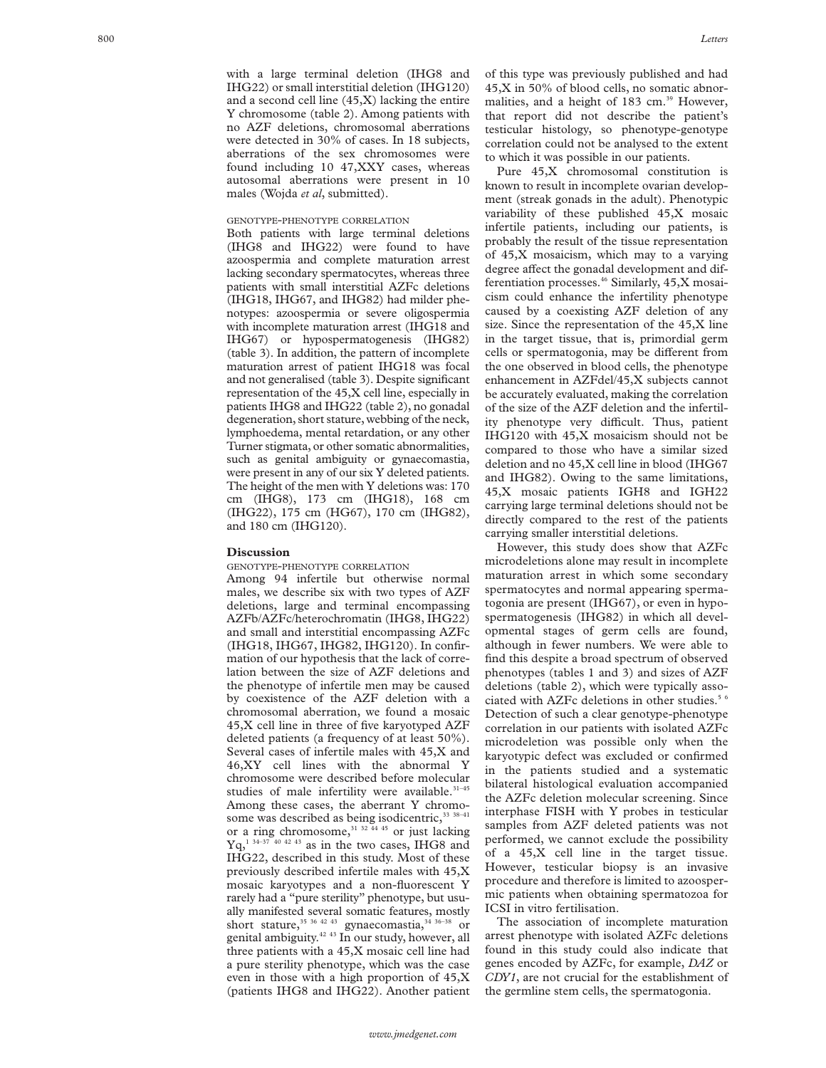with a large terminal deletion (IHG8 and IHG22) or small interstitial deletion (IHG120) and a second cell line (45,X) lacking the entire Y chromosome (table 2). Among patients with no AZF deletions, chromosomal aberrations were detected in 30% of cases. In 18 subjects, aberrations of the sex chromosomes were found including 10 47,XXY cases, whereas autosomal aberrations were present in 10 males (Wojda *et al*, submitted).

### GENOTYPE-PHENOTYPE CORRELATION

Both patients with large terminal deletions (IHG8 and IHG22) were found to have azoospermia and complete maturation arrest lacking secondary spermatocytes, whereas three patients with small interstitial AZFc deletions (IHG18, IHG67, and IHG82) had milder phenotypes: azoospermia or severe oligospermia with incomplete maturation arrest (IHG18 and IHG67) or hypospermatogenesis (IHG82) (table 3). In addition, the pattern of incomplete maturation arrest of patient IHG18 was focal and not generalised (table 3). Despite significant representation of the 45,X cell line, especially in patients IHG8 and IHG22 (table 2), no gonadal degeneration, short stature, webbing of the neck, lymphoedema, mental retardation, or any other Turner stigmata, or other somatic abnormalities, such as genital ambiguity or gynaecomastia, were present in any of our six Y deleted patients. The height of the men with Y deletions was: 170 cm (IHG8), 173 cm (IHG18), 168 cm (IHG22), 175 cm (HG67), 170 cm (IHG82), and 180 cm (IHG120).

## Discussion

### GENOTYPE-PHENOTYPE CORRELATION

Among 94 infertile but otherwise normal males, we describe six with two types of AZF deletions, large and terminal encompassing AZFb/AZFc/heterochromatin (IHG8, IHG22) and small and interstitial encompassing AZFc (IHG18, IHG67, IHG82, IHG120). In confirmation of our hypothesis that the lack of correlation between the size of AZF deletions and the phenotype of infertile men may be caused by coexistence of the AZF deletion with a chromosomal aberration, we found a mosaic 45,X cell line in three of five karyotyped AZF deleted patients (a frequency of at least 50%). Several cases of infertile males with 45,X and 46,XY cell lines with the abnormal Y chromosome were described before molecular studies of male infertility were available.[31–45] Among these cases, the aberrant Y chromosome was described as being isodicentric,[33 38–41] or a ring chromosome,[31 32 44 45] or just lacking Yq,[1 34–37 40 42 43] as in the two cases, IHG8 and IHG22, described in this study. Most of these previously described infertile males with 45,X mosaic karyotypes and a non-fluorescent Y rarely had a "pure sterility" phenotype, but usually manifested several somatic features, mostly short stature,[35 36 42 43] gynaecomastia,[34 36–38] or genital ambiguity.[42 43] In our study, however, all three patients with a 45,X mosaic cell line had a pure sterility phenotype, which was the case even in those with a high proportion of 45,X (patients IHG8 and IHG22). Another patient of this type was previously published and had 45,X in 50% of blood cells, no somatic abnormalities, and a height of 183 cm.[39] However, that report did not describe the patient's testicular histology, so phenotype-genotype correlation could not be analysed to the extent to which it was possible in our patients.

Pure 45,X chromosomal constitution is known to result in incomplete ovarian development (streak gonads in the adult). Phenotypic variability of these published 45,X mosaic infertile patients, including our patients, is probably the result of the tissue representation of 45,X mosaicism, which may to a varying degree affect the gonadal development and differentiation processes.[46] Similarly, 45,X mosaicism could enhance the infertility phenotype caused by a coexisting AZF deletion of any size. Since the representation of the 45,X line in the target tissue, that is, primordial germ cells or spermatogonia, may be different from the one observed in blood cells, the phenotype enhancement in AZFdel/45,X subjects cannot be accurately evaluated, making the correlation of the size of the AZF deletion and the infertility phenotype very difficult. Thus, patient IHG120 with 45,X mosaicism should not be compared to those who have a similar sized deletion and no 45,X cell line in blood (IHG67 and IHG82). Owing to the same limitations, 45,X mosaic patients IGH8 and IGH22 carrying large terminal deletions should not be directly compared to the rest of the patients carrying smaller interstitial deletions.

However, this study does show that AZFc microdeletions alone may result in incomplete maturation arrest in which some secondary spermatocytes and normal appearing spermatogonia are present (IHG67), or even in hypospermatogenesis (IHG82) in which all developmental stages of germ cells are found, although in fewer numbers. We were able to find this despite a broad spectrum of observed phenotypes (tables 1 and 3) and sizes of AZF deletions (table 2), which were typically associated with AZFc deletions in other studies.[5 6] Detection of such a clear genotype-phenotype correlation in our patients with isolated AZFc microdeletion was possible only when the karyotypic defect was excluded or confirmed in the patients studied and a systematic bilateral histological evaluation accompanied the AZFc deletion molecular screening. Since interphase FISH with Y probes in testicular samples from AZF deleted patients was not performed, we cannot exclude the possibility of a 45,X cell line in the target tissue. However, testicular biopsy is an invasive procedure and therefore is limited to azoospermic patients when obtaining spermatozoa for ICSI in vitro fertilisation.

The association of incomplete maturation arrest phenotype with isolated AZFc deletions found in this study could also indicate that genes encoded by AZFc, for example, *DAZ* or *CDY1*, are not crucial for the establishment of the germline stem cells, the spermatogonia.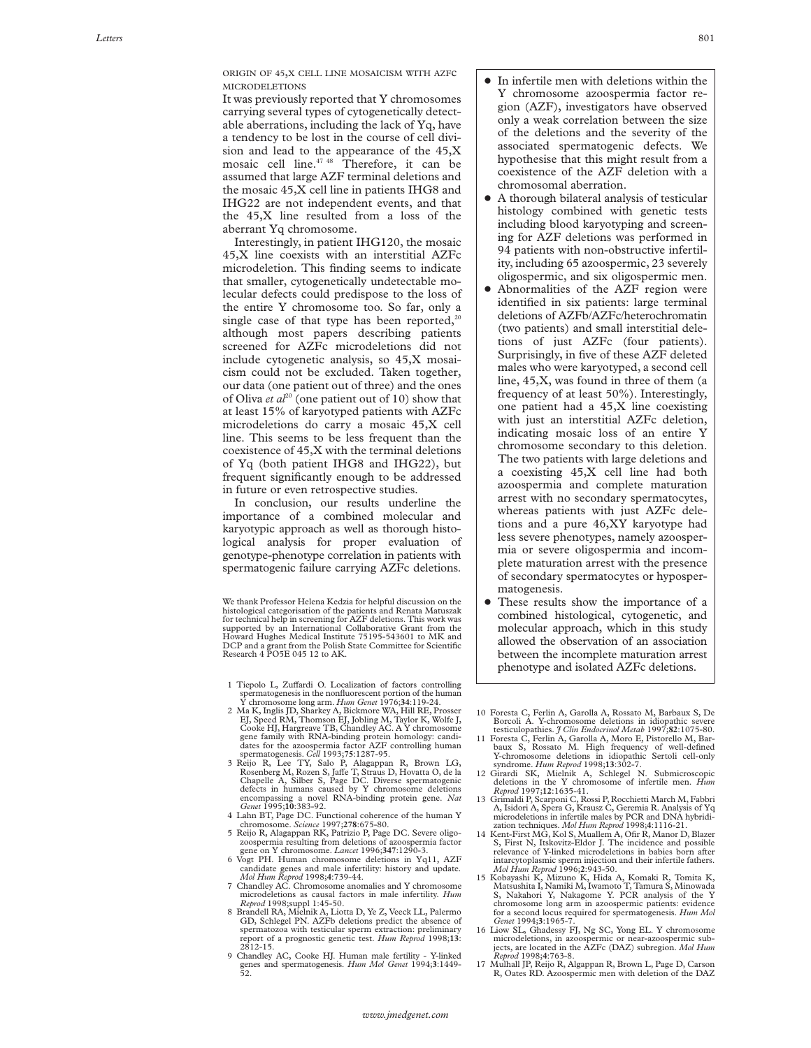## Origin of 45,X cell line mosaicism with AZFc microdeletions

It was previously reported that Y chromosomes carrying several types of cytogenetically detectable aberrations, including the lack of Yq, have a tendency to be lost in the course of cell division and lead to the appearance of the 45,X mosaic cell line.[47 48] Therefore, it can be assumed that large AZF terminal deletions and the mosaic 45,X cell line in patients IHG8 and IHG22 are not independent events, and that the 45,X line resulted from a loss of the aberrant Yq chromosome.

Interestingly, in patient IHG120, the mosaic 45,X line coexists with an interstitial AZFc microdeletion. This finding seems to indicate that smaller, cytogenetically undetectable molecular defects could predispose to the loss of the entire Y chromosome too. So far, only a single case of that type has been reported,[20] although most papers describing patients screened for AZFc microdeletions did not include cytogenetic analysis, so 45,X mosaicism could not be excluded. Taken together, our data (one patient out of three) and the ones of Oliva *et al*[20] (one patient out of 10) show that at least 15% of karyotyped patients with AZFc microdeletions do carry a mosaic 45,X cell line. This seems to be less frequent than the coexistence of 45,X with the terminal deletions of Yq (both patient IHG8 and IHG22), but frequent significantly enough to be addressed in future or even retrospective studies.

In conclusion, our results underline the importance of a combined molecular and karyotypic approach as well as thorough histological analysis for proper evaluation of genotype-phenotype correlation in patients with spermatogenic failure carrying AZFc deletions.

We thank Professor Helena Kedzia for helpful discussion on the histological categorisation of the patients and Renata Matuszak for technical help in screening for AZF deletions. This work was supported by an International Collaborative Grant from the Howard Hughes Medical Institute 75195-543601 to MK and DCP and a grant from the Polish State Committee for Scientific Research 4 PO5E 045 12 to AK.

- In infertile men with deletions within the Y chromosome azoospermia factor region (AZF), investigators have observed only a weak correlation between the size of the deletions and the severity of the associated spermatogenic defects. We hypothesise that this might result from a coexistence of the AZF deletion with a chromosomal aberration.
- A thorough bilateral analysis of testicular histology combined with genetic tests including blood karyotyping and screening for AZF deletions was performed in 94 patients with non-obstructive infertility, including 65 azoospermic, 23 severely oligospermic, and six oligospermic men.
- Abnormalities of the AZF region were identified in six patients: large terminal deletions of AZFb/AZFc/heterochromatin (two patients) and small interstitial deletions of just AZFc (four patients). Surprisingly, in five of these AZF deleted males who were karyotyped, a second cell line, 45,X, was found in three of them (a frequency of at least 50%). Interestingly, one patient had a 45,X line coexisting with just an interstitial AZFc deletion, indicating mosaic loss of an entire Y chromosome secondary to this deletion. The two patients with large deletions and a coexisting 45,X cell line had both azoospermia and complete maturation arrest with no secondary spermatocytes, whereas patients with just AZFc deletions and a pure 46,XY karyotype had less severe phenotypes, namely azoospermia or severe oligospermia and incomplete maturation arrest with the presence of secondary spermatocytes or hypospermatogenesis.
- These results show the importance of a combined histological, cytogenetic, and molecular approach, which in this study allowed the observation of an association between the incomplete maturation arrest phenotype and isolated AZFc deletions.

1 Tiepolo L, Zuffardi O. Localization of factors controlling spermatogenesis in the nonfluorescent portion of the human Y chromosome long arm. *Hum Genet* 1976;**34**:119-24.
2 Ma K, Inglis JD, Sharkey A, Bickmore WA, Hill RE, Prosser EJ, Speed RM, Thomson EJ, Jobling M, Taylor K, Wolfe J, Cooke HJ, Hargreave TB, Chandley AC. A Y chromosome gene family with RNA-binding protein homology: candidates for the azoospermia factor AZF controlling human spermatogenesis. *Cell* 1993;**75**:1287-95.
3 Reijo R, Lee TY, Salo P, Alagappan R, Brown LG, Rosenberg M, Rozen S, Jaffe T, Straus D, Hovatta O, de la Chapelle A, Silber S, Page DC. Diverse spermatogenic defects in humans caused by Y chromosome deletions encompassing a novel RNA-binding protein gene. *Nat Genet* 1995;**10**:383-92.
4 Lahn BT, Page DC. Functional coherence of the human Y chromosome. *Science* 1997;**278**:675-80.
5 Reijo R, Alagappan RK, Patrizio P, Page DC. Severe oligozoospermia resulting from deletions of azoospermia factor gene on Y chromosome. *Lancet* 1996;**347**:1290-3.
6 Vogt PH. Human chromosome deletions in Yq11, AZF candidate genes and male infertility: history and update. *Mol Hum Reprod* 1998;**4**:739-44.
7 Chandley AC. Chromosome anomalies and Y chromosome microdeletions as causal factors in male infertility. *Hum Reprod* 1998;suppl 1:45-50.
8 Brandell RA, Mielnik A, Liotta D, Ye Z, Veeck LL, Palermo GD, Schlegel PN. AZFb deletions predict the absence of spermatozoa with testicular sperm extraction: preliminary report of a prognostic genetic test. *Hum Reprod* 1998;**13**:2812-15.
9 Chandley AC, Cooke HJ. Human male fertility - Y-linked genes and spermatogenesis. *Hum Mol Genet* 1994;**3**:1449-52.
10 Foresta C, Ferlin A, Garolla A, Rossato M, Barbaux S, De Bortoli A. Y-chromosome deletions in idiopathic severe testiculopathies. *J Clin Endocrinol Metab* 1997;**82**:1075-80.
11 Foresta C, Ferlin A, Garolla A, Moro E, Pistorello M, Barbaux S, Rossato M. High frequency of well-defined Y-chromosome deletions in idiopathic Sertoli cell-only syndrome. *Hum Reprod* 1998;**13**:302-7.
12 Girardi SK, Mielnik A, Schlegel N. Submicroscopic deletions in the Y chromosome of infertile men. *Hum Reprod* 1997;**12**:1635-41.
13 Grimaldi P, Scarponi C, Rossi P, Rocchietti March M, Fabbri A, Isidori A, Spera G, Krausz C, Geremia R. Analysis of Yq microdeletions in infertile males by PCR and DNA hybridization techniques. *Mol Hum Reprod* 1998;**4**:1116-21.
14 Kent-First MG, Kol S, Muallem A, Ofir R, Manor D, Blazer S, First N, Itskovitz-Eldor J. The incidence and possible relevance of Y-linked microdeletions in babies born after intracytoplasmic sperm injection and their infertile fathers. *Mol Hum Reprod* 1996;**2**:943-50.
15 Kobayashi K, Mizuno K, Hida A, Komaki R, Tomita K, Matsushita I, Namiki M, Iwamoto T, Tamura S, Minowada S, Nakahori Y, Nakagome Y. PCR analysis of the Y chromosome long arm in azoospermic patients: evidence for a second locus required for spermatogenesis. *Hum Mol Genet* 1994;**3**:1965-7.
16 Liow SL, Ghadessy FJ, Ng SC, Yong EL. Y chromosome microdeletions, in azoospermic or near-azoospermic subjects, are located in the AZFc (DAZ) subregion. *Mol Hum Reprod* 1998;**4**:763-8.
17 Mulhall JP, Reijo R, Algappan R, Brown L, Page D, Carson R, Oates RD. Azoospermic men with deletion of the DAZ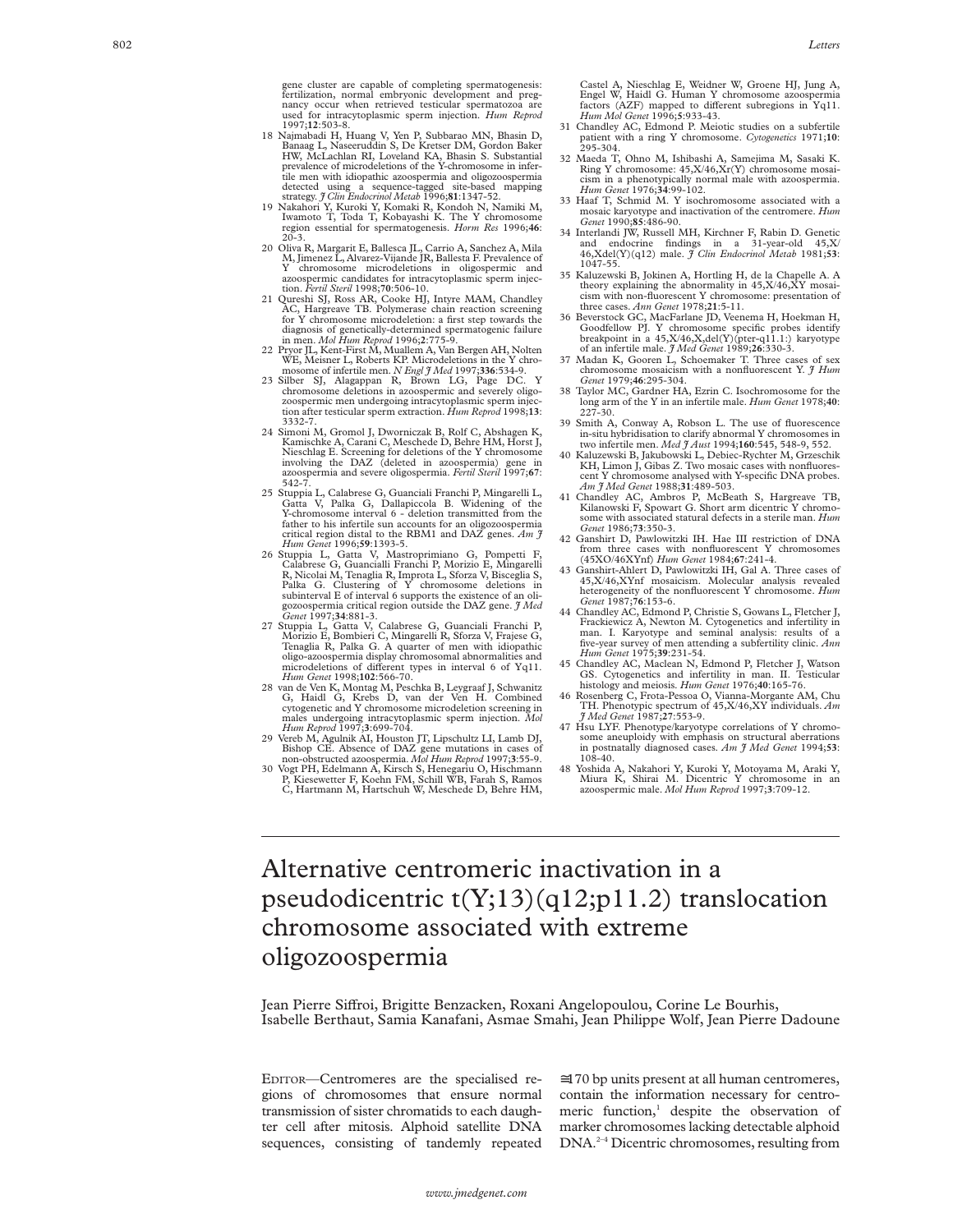gene cluster are capable of completing spermatogenesis: fertilization, normal embryonic development and pregnancy occur when retrieved testicular spermatozoa are used for intracytoplasmic sperm injection. *Hum Reprod* 1997;**12**:503-8.

18 Najmabadi H, Huang V, Yen P, Subbarao MN, Bhasin D, Banaag L, Naseeruddin S, De Kretser DM, Gordon Baker HW, McLachlan RI, Loveland KA, Bhasin S. Substantial prevalence of microdeletions of the Y-chromosome in infertile men with idiopathic azoospermia and oligozoospermia detected using a sequence-tagged site-based mapping strategy. *J Clin Endocrinol Metab* 1996;**81**:1347-52.

19 Nakahori Y, Kuroki Y, Komaki R, Kondoh N, Namiki M, Iwamoto T, Toda T, Kobayashi K. The Y chromosome region essential for spermatogenesis. *Horm Res* 1996;**46**: 20-3.

20 Oliva R, Margarit E, Ballesca JL, Carrio A, Sanchez A, Mila M, Jimenez L, Alvarez-Vijande JR, Ballesta F. Prevalence of Y chromosome microdeletions in oligospermic and azoospermic candidates for intracytoplasmic sperm injection. *Fertil Steril* 1998;**70**:506-10.

21 Qureshi SJ, Ross AR, Cooke HJ, Intyre MAM, Chandley AC, Hargreave TB. Polymerase chain reaction screening for Y chromosome microdeletion: a first step towards the diagnosis of genetically-determined spermatogenic failure in men. *Mol Hum Reprod* 1996;**2**:775-9.

22 Pryor JL, Kent-First M, Muallem A, Van Bergen AH, Nolten WE, Meisner L, Roberts KP. Microdeletions in the Y chromosome of infertile men. *N Engl J Med* 1997;**336**:534-9.

23 Silber SJ, Alagappan R, Brown LG, Page DC. Y chromosome deletions in azoospermic and severely oligozoospermic men undergoing intracytoplasmic sperm injection after testicular sperm extraction. *Hum Reprod* 1998;**13**: 3332-7.

24 Simoni M, Gromol J, Dworniczak B, Rolf C, Abshagen K, Kamischke A, Carani C, Meschede D, Behre HM, Horst J, Nieschlag E. Screening for deletions of the Y chromosome involving the DAZ (deleted in azoospermia) gene in azoospermia and severe oligospermia. *Fertil Steril* 1997;**67**: 542-7.

25 Stuppia L, Calabrese G, Guanciali Franchi P, Mingarelli L, Gatta V, Palka G, Dallapiccola B. Widening of the Y-chromosome interval 6 - deletion transmitted from the father to his infertile sun accounts for an oligozoospermia critical region distal to the RBM1 and DAZ genes. *Am J Hum Genet* 1996;**59**:1393-5.

26 Stuppia L, Gatta V, Mastroprimiano G, Pompetti F, Calabrese G, Guancialli Franchi P, Morizio E, Mingarelli R, Nicolai M, Tenaglia R, Improta L, Sforza V, Bisceglia S, Palka G. Clustering of Y chromosome deletions in subinterval E of interval 6 supports the existence of an oligozoospermia critical region outside the DAZ gene. *J Med Genet* 1997;**34**:881-3.

27 Stuppia L, Gatta V, Calabrese G, Guanciali Franchi P, Morizio E, Bombieri C, Mingarelli R, Sforza V, Frajese G, Tenaglia R, Palka G. A quarter of men with idiopathic oligo-azoospermia display chromosomal abnormalities and microdeletions of different types in interval 6 of Yq11. *Hum Genet* 1998;**102**:566-70.

28 van de Ven K, Montag M, Peschka B, Leygraaf J, Schwanitz G, Haidl G, Krebs D, van der Ven H. Combined cytogenetic and Y chromosome microdeletion screening in males undergoing intracytoplasmic sperm injection. *Mol Hum Reprod* 1997;**3**:699-704.

29 Vereb M, Agulnik AI, Houston JT, Lipschultz LI, Lamb DJ, Bishop CE. Absence of DAZ gene mutations in cases of non-obstructed azoospermia. *Mol Hum Reprod* 1997;**3**:55-9.

30 Vogt PH, Edelmann A, Kirsch S, Henegariu O, Hischmann P, Kiesewetter F, Koehn FM, Schill WB, Farah S, Ramos C, Hartmann M, Hartschuh W, Meschede D, Behre HM, Castel A, Nieschlag E, Weidner W, Groene HJ, Jung A, Engel W, Haidl G. Human Y chromosome azoospermia factors (AZF) mapped to different subregions in Yq11. *Hum Mol Genet* 1996;**5**:933-43.

31 Chandley AC, Edmond P. Meiotic studies on a subfertile patient with a ring Y chromosome. *Cytogenetics* 1971;**10**: 295-304.

32 Maeda T, Ohno M, Ishibashi A, Samejima M, Sasaki K. Ring Y chromosome: 45,X/46,Xr(Y) chromosome mosaicism in a phenotypically normal male with azoospermia. *Hum Genet* 1976;**34**:99-102.

33 Haaf T, Schmid M. Y isochromosome associated with a mosaic karyotype and inactivation of the centromere. *Hum Genet* 1990;**85**:486-90.

34 Interlandi JW, Russell MH, Kirchner F, Rabin D. Genetic and endocrine findings in a 31-year-old 45,X/46,Xdel(Y)(q12) male. *J Clin Endocrinol Metab* 1981;**53**: 1047-55.

35 Kaluzewski B, Jokinen A, Hortling H, de la Chapelle A. A theory explaining the abnormality in 45,X/46,XY mosaicism with non-fluorescent Y chromosome: presentation of three cases. *Ann Genet* 1978;**21**:5-11.

36 Beverstock GC, MacFarlane JD, Veenema H, Hoekman H, Goodfellow PJ. Y chromosome specific probes identify breakpoint in a 45,X/46,X,del(Y)(pter-q11.1:) karyotype of an infertile male. *J Med Genet* 1989;**26**:330-3.

37 Madan K, Gooren L, Schoemaker T. Three cases of sex chromosome mosaicism with a nonfluorescent Y. *J Hum Genet* 1979;**46**:295-304.

38 Taylor MC, Gardner HA, Ezrin C. Isochromosome for the long arm of the Y in an infertile male. *Hum Genet* 1978;**40**: 227-30.

39 Smith A, Conway A, Robson L. The use of fluorescence in-situ hybridisation to clarify abnormal Y chromosomes in two infertile men. *Med J Aust* 1994;**160**:545, 548-9, 552.

40 Kaluzewski B, Jakubowski L, Debiec-Rychter M, Grzeschik KH, Limon J, Gibas Z. Two mosaic cases with nonfluorescent Y chromosome analysed with Y-specific DNA probes. *Am J Med Genet* 1988;**31**:489-503.

41 Chandley AC, Ambros P, McBeath S, Hargreave TB, Kilanowski F, Spowart G. Short arm dicentric Y chromosome with associated statural defects in a sterile man. *Hum Genet* 1986;**73**:350-3.

42 Ganshirt D, Pawlowitzki IH. Hae III restriction of DNA from three cases with nonfluorescent Y chromosomes (45XO/46XYnf) *Hum Genet* 1984;**67**:241-4.

43 Ganshirt-Ahlert D, Pawlowitzki IH, Gal A. Three cases of 45,X/46,XYnf mosaicism. Molecular analysis revealed heterogeneity of the nonfluorescent Y chromosome. *Hum Genet* 1987;**76**:153-6.

44 Chandley AC, Edmond P, Christie S, Gowans L, Fletcher J, Frackiewicz A, Newton M. Cytogenetics and infertility in man. I. Karyotype and seminal analysis: results of a five-year survey of men attending a subfertility clinic. *Ann Hum Genet* 1975;**39**:231-54.

45 Chandley AC, Maclean N, Edmond P, Fletcher J, Watson GS. Cytogenetics and infertility in man. II. Testicular histology and meiosis. *Hum Genet* 1976;**40**:165-76.

46 Rosenberg C, Frota-Pessoa O, Vianna-Morgante AM, Chu TH. Phenotypic spectrum of 45,X/46,XY individuals. *Am J Med Genet* 1987;**27**:553-9.

47 Hsu LYF. Phenotype/karyotype correlations of Y chromosome aneuploidy with emphasis on structural aberrations in postnatally diagnosed cases. *Am J Med Genet* 1994;**53**: 108-40.

48 Yoshida A, Nakahori Y, Kuroki Y, Motoyama M, Araki Y, Miura K, Shirai M. Dicentric Y chromosome in an azoospermic male. *Mol Hum Reprod* 1997;**3**:709-12.

# Alternative centromeric inactivation in a pseudodicentric t(Y;13)(q12;p11.2) translocation chromosome associated with extreme oligozoospermia

Jean Pierre Siffroi, Brigitte Benzacken, Roxani Angelopoulou, Corine Le Bourhis, Isabelle Berthaut, Samia Kanafani, Asmae Smahi, Jean Philippe Wolf, Jean Pierre Dadoune

EDITOR—Centromeres are the specialised regions of chromosomes that ensure normal transmission of sister chromatids to each daughter cell after mitosis. Alphoid satellite DNA sequences, consisting of tandemly repeated ≅170 bp units present at all human centromeres, contain the information necessary for centromeric function,[1] despite the observation of marker chromosomes lacking detectable alphoid DNA.[2–4] Dicentric chromosomes, resulting from